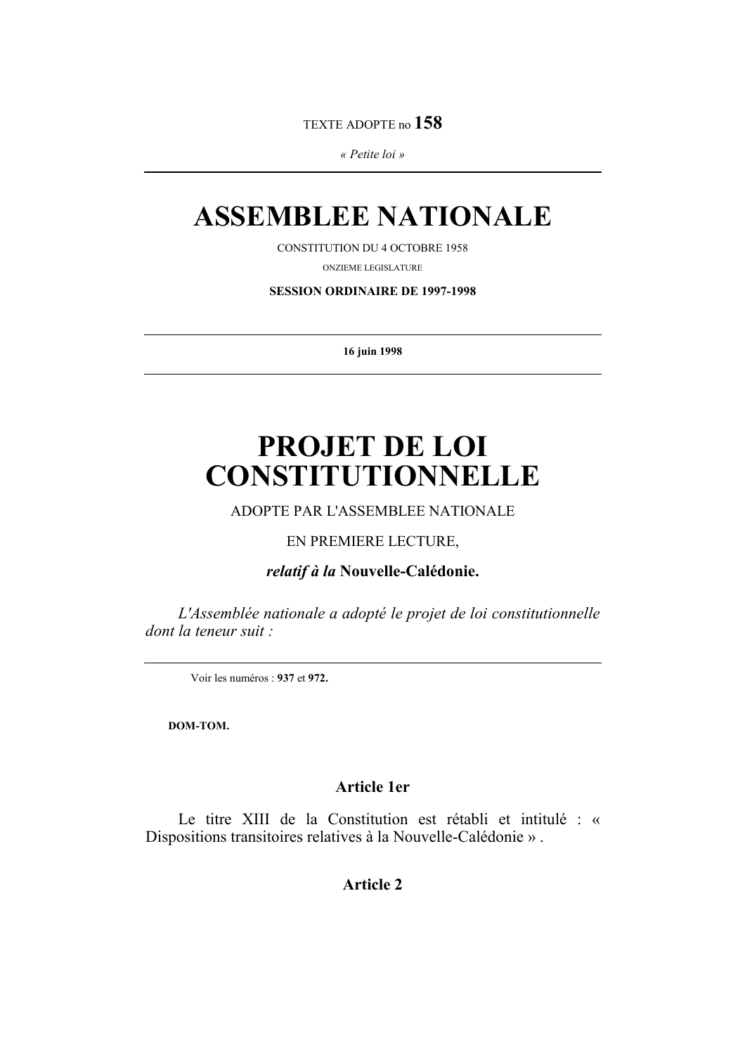TEXTE ADOPTE no **158**

*« Petite loi »*

# ASSEMBLEE NATIONALE

CONSTITUTION DU 4 OCTOBRE 1958

ONZIEME LEGISLATURE

**SESSION ORDINAIRE DE 1997-1998**

**16 juin 1998**

# PROJET DE LOI CONSTITUTIONNELLE

ADOPTE PAR L'ASSEMBLEE NATIONALE

EN PREMIERE LECTURE,

***relatif à la* Nouvelle-Calédonie.**

*L'Assemblée nationale a adopté le projet de loi constitutionnelle dont la teneur suit :*

Voir les numéros : **937** et **972.**

**DOM-TOM.**

### Article 1er

Le titre XIII de la Constitution est rétabli et intitulé : « Dispositions transitoires relatives à la Nouvelle-Calédonie » .

### Article 2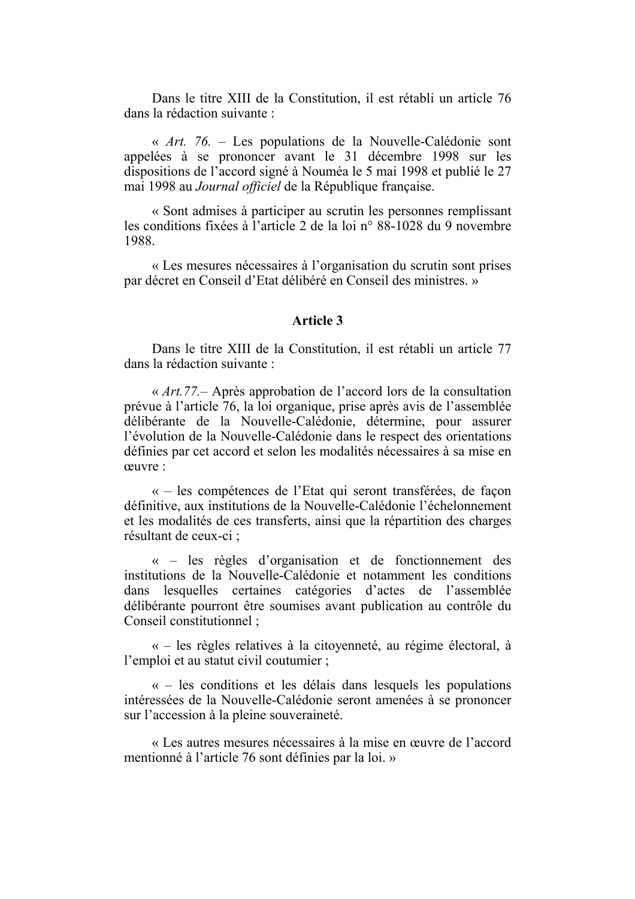Dans le titre XIII de la Constitution, il est rétabli un article 76 dans la rédaction suivante :

« *Art. 76.* – Les populations de la Nouvelle-Calédonie sont appelées à se prononcer avant le 31 décembre 1998 sur les dispositions de l’accord signé à Nouméa le 5 mai 1998 et publié le 27 mai 1998 au *Journal officiel* de la République française.

« Sont admises à participer au scrutin les personnes remplissant les conditions fixées à l’article 2 de la loi n° 88-1028 du 9 novembre 1988.

« Les mesures nécessaires à l’organisation du scrutin sont prises par décret en Conseil d’Etat délibéré en Conseil des ministres. »

## Article 3

Dans le titre XIII de la Constitution, il est rétabli un article 77 dans la rédaction suivante :

« *Art.77.*– Après approbation de l’accord lors de la consultation prévue à l’article 76, la loi organique, prise après avis de l’assemblée délibérante de la Nouvelle-Calédonie, détermine, pour assurer l’évolution de la Nouvelle-Calédonie dans le respect des orientations définies par cet accord et selon les modalités nécessaires à sa mise en œuvre :

« – les compétences de l’Etat qui seront transférées, de façon définitive, aux institutions de la Nouvelle-Calédonie l’échelonnement et les modalités de ces transferts, ainsi que la répartition des charges résultant de ceux-ci ;

« – les règles d’organisation et de fonctionnement des institutions de la Nouvelle-Calédonie et notamment les conditions dans lesquelles certaines catégories d’actes de l’assemblée délibérante pourront être soumises avant publication au contrôle du Conseil constitutionnel ;

« – les règles relatives à la citoyenneté, au régime électoral, à l’emploi et au statut civil coutumier ;

« – les conditions et les délais dans lesquels les populations intéressées de la Nouvelle-Calédonie seront amenées à se prononcer sur l’accession à la pleine souveraineté.

« Les autres mesures nécessaires à la mise en œuvre de l’accord mentionné à l’article 76 sont définies par la loi. »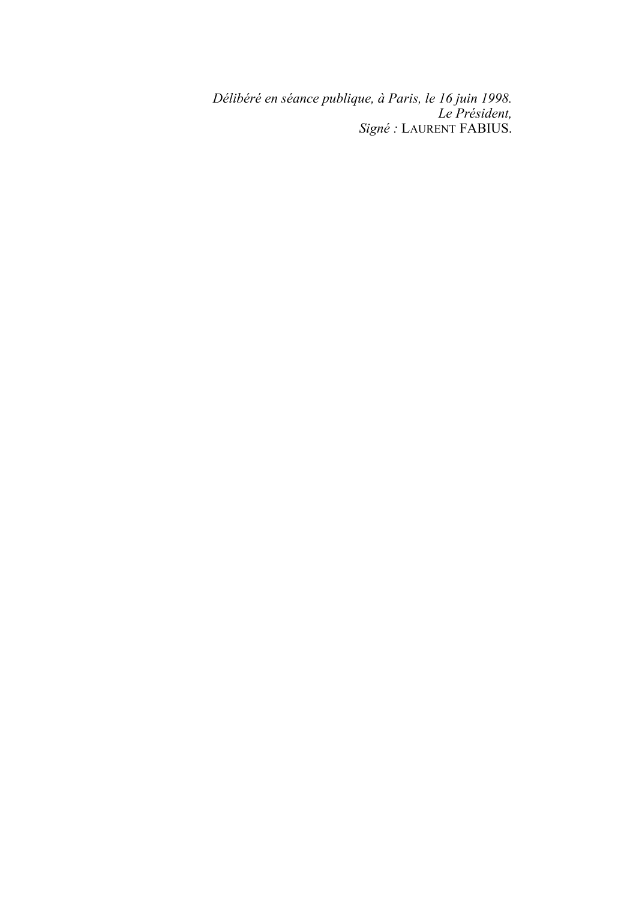*Délibéré en séance publique, à Paris, le 16 juin 1998.*

*Le Président,*

*Signé :* LAURENT FABIUS.